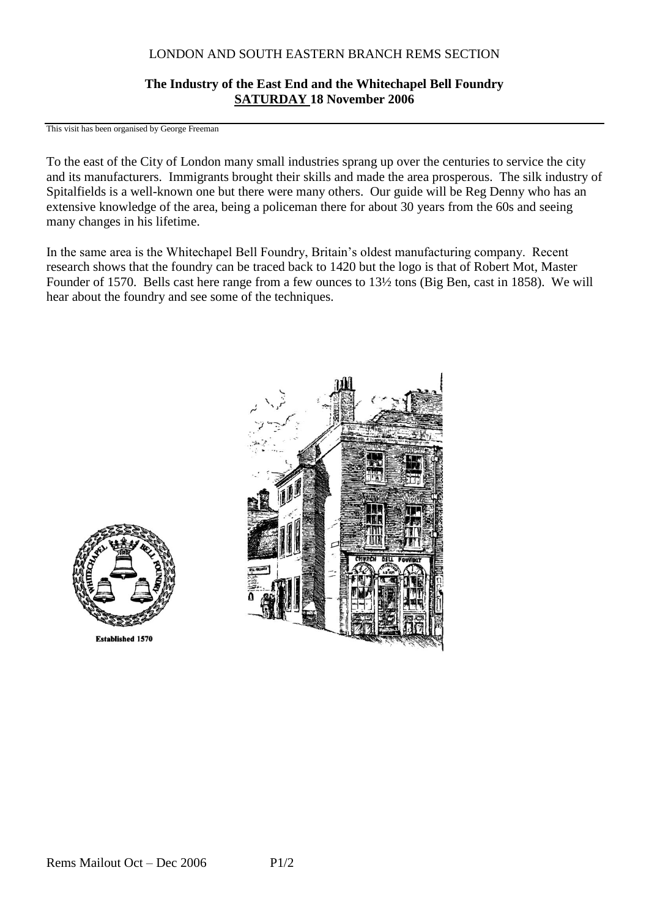LONDON AND SOUTH EASTERN BRANCH REMS SECTION

**The Industry of the East End and the Whitechapel Bell Foundry**
**SATURDAY 18 November 2006**

This visit has been organised by George Freeman

To the east of the City of London many small industries sprang up over the centuries to service the city and its manufacturers. Immigrants brought their skills and made the area prosperous. The silk industry of Spitalfields is a well-known one but there were many others. Our guide will be Reg Denny who has an extensive knowledge of the area, being a policeman there for about 30 years from the 60s and seeing many changes in his lifetime.

In the same area is the Whitechapel Bell Foundry, Britain's oldest manufacturing company. Recent research shows that the foundry can be traced back to 1420 but the logo is that of Robert Mot, Master Founder of 1570. Bells cast here range from a few ounces to 13½ tons (Big Ben, cast in 1858). We will hear about the foundry and see some of the techniques.

Established 1570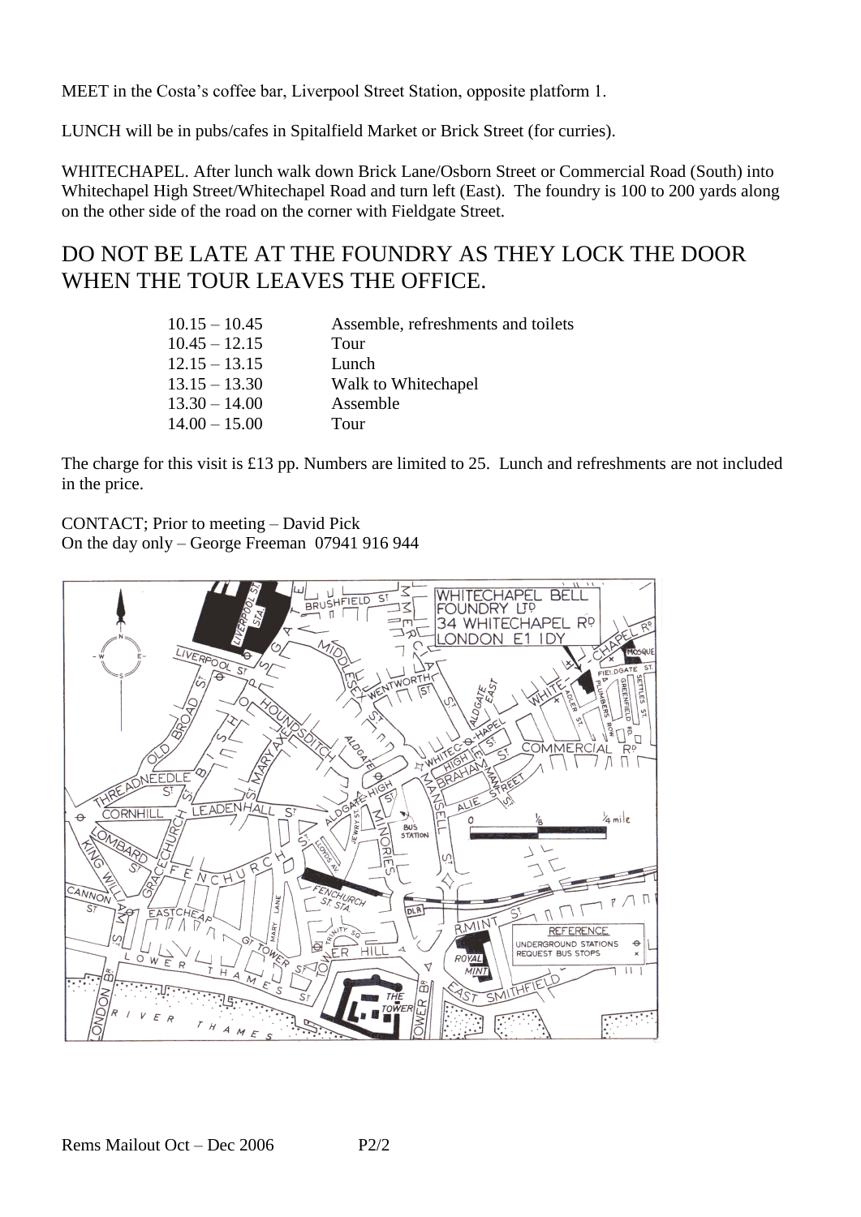MEET in the Costa's coffee bar, Liverpool Street Station, opposite platform 1.

LUNCH will be in pubs/cafes in Spitalfield Market or Brick Street (for curries).

WHITECHAPEL. After lunch walk down Brick Lane/Osborn Street or Commercial Road (South) into Whitechapel High Street/Whitechapel Road and turn left (East). The foundry is 100 to 200 yards along on the other side of the road on the corner with Fieldgate Street.

## DO NOT BE LATE AT THE FOUNDRY AS THEY LOCK THE DOOR WHEN THE TOUR LEAVES THE OFFICE.

| | |
|---|---|
| 10.15 – 10.45 | Assemble, refreshments and toilets |
| 10.45 – 12.15 | Tour |
| 12.15 – 13.15 | Lunch |
| 13.15 – 13.30 | Walk to Whitechapel |
| 13.30 – 14.00 | Assemble |
| 14.00 – 15.00 | Tour |

The charge for this visit is £13 pp. Numbers are limited to 25. Lunch and refreshments are not included in the price.

CONTACT; Prior to meeting – David Pick
On the day only – George Freeman 07941 916 944

WHITECHAPEL BELL FOUNDRY LTD
34 WHITECHAPEL RD
LONDON E1 1DY

REFERENCE
UNDERGROUND STATIONS
REQUEST BUS STOPS

0 1/8 1/4 mile

Rems Mailout Oct – Dec 2006